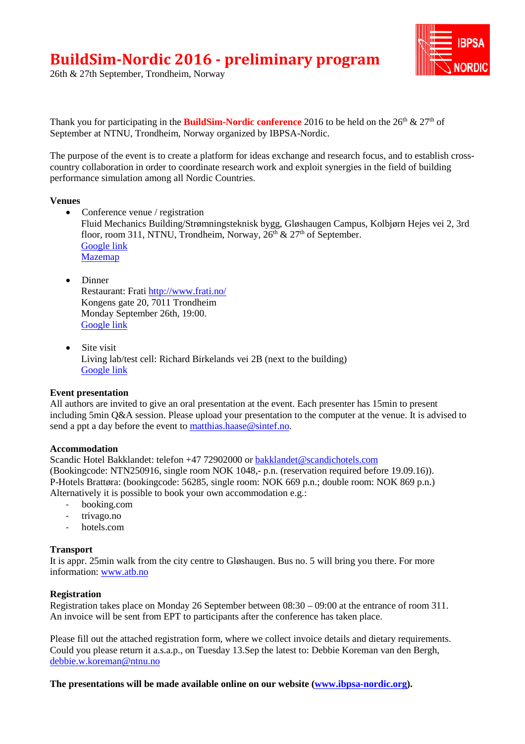# BuildSim-Nordic 2016 - preliminary program

26th & 27th September, Trondheim, Norway

Thank you for participating in the **BuildSim-Nordic conference** 2016 to be held on the 26th & 27th of September at NTNU, Trondheim, Norway organized by IBPSA-Nordic.

The purpose of the event is to create a platform for ideas exchange and research focus, and to establish cross-country collaboration in order to coordinate research work and exploit synergies in the field of building performance simulation among all Nordic Countries.

**Venues**

- Conference venue / registration
  Fluid Mechanics Building/Strømningsteknisk bygg, Gløshaugen Campus, Kolbjørn Hejes vei 2, 3rd floor, room 311, NTNU, Trondheim, Norway, 26th & 27th of September.
  Google link
  Mazemap

- Dinner
  Restaurant: Frati http://www.frati.no/
  Kongens gate 20, 7011 Trondheim
  Monday September 26th, 19:00.
  Google link

- Site visit
  Living lab/test cell: Richard Birkelands vei 2B (next to the building)
  Google link

**Event presentation**

All authors are invited to give an oral presentation at the event. Each presenter has 15min to present including 5min Q&A session. Please upload your presentation to the computer at the venue. It is advised to send a ppt a day before the event to matthias.haase@sintef.no.

**Accommodation**

Scandic Hotel Bakklandet: telefon +47 72902000 or bakklandet@scandichotels.com
(Bookingcode: NTN250916, single room NOK 1048,- p.n. (reservation required before 19.09.16)).
P-Hotels Brattøra: (bookingcode: 56285, single room: NOK 669 p.n.; double room: NOK 869 p.n.)
Alternatively it is possible to book your own accommodation e.g.:

- booking.com
- trivago.no
- hotels.com

**Transport**

It is appr. 25min walk from the city centre to Gløshaugen. Bus no. 5 will bring you there. For more information: www.atb.no

**Registration**

Registration takes place on Monday 26 September between 08:30 – 09:00 at the entrance of room 311.
An invoice will be sent from EPT to participants after the conference has taken place.

Please fill out the attached registration form, where we collect invoice details and dietary requirements. Could you please return it a.s.a.p., on Tuesday 13.Sep the latest to: Debbie Koreman van den Bergh, debbie.w.koreman@ntnu.no

**The presentations will be made available online on our website (www.ibpsa-nordic.org).**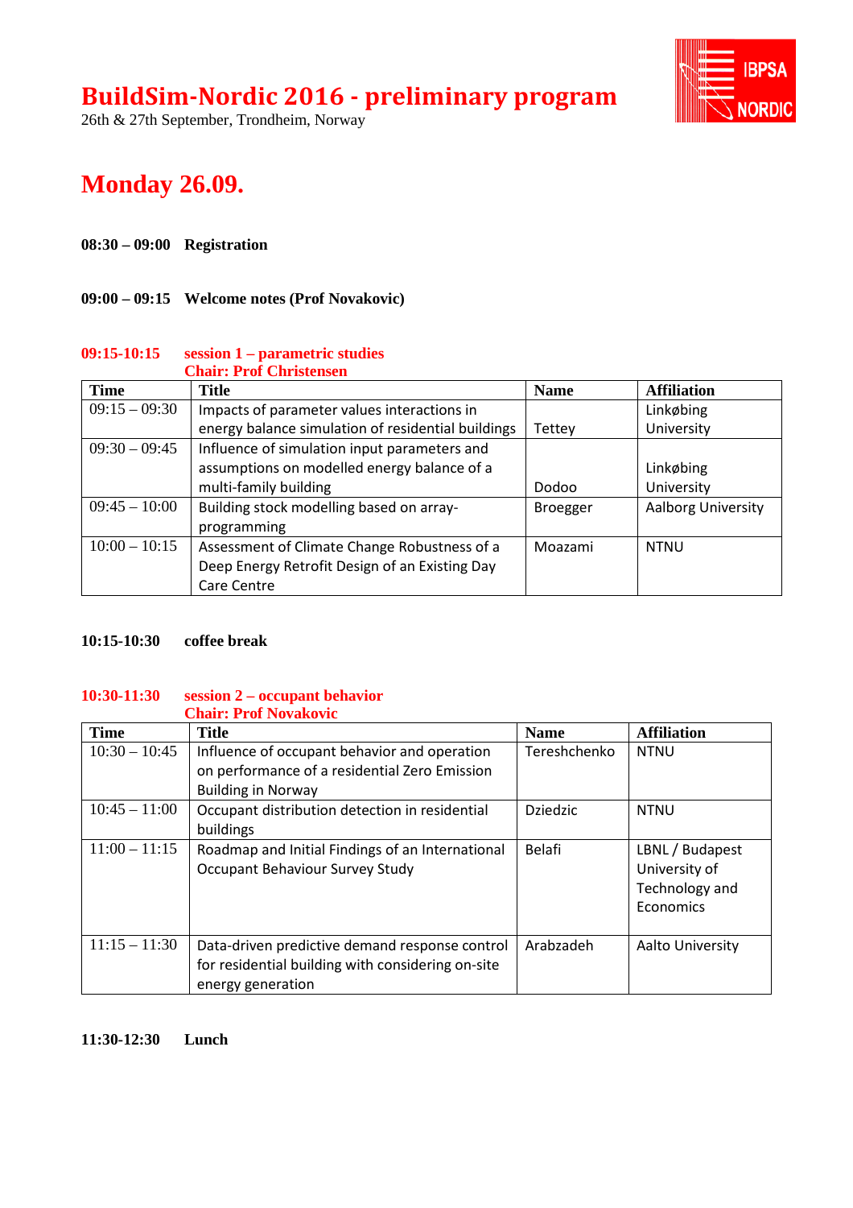# BuildSim-Nordic 2016 - preliminary program

26th & 27th September, Trondheim, Norway

## Monday 26.09.

**08:30 – 09:00 Registration**

**09:00 – 09:15 Welcome notes (Prof Novakovic)**

### 09:15-10:15 session 1 – parametric studies
**Chair: Prof Christensen**

| Time | Title | Name | Affiliation |
|---|---|---|---|
| 09:15 – 09:30 | Impacts of parameter values interactions in energy balance simulation of residential buildings | Tettey | Linkøbing University |
| 09:30 – 09:45 | Influence of simulation input parameters and assumptions on modelled energy balance of a multi-family building | Dodoo | Linkøbing University |
| 09:45 – 10:00 | Building stock modelling based on array-programming | Broegger | Aalborg University |
| 10:00 – 10:15 | Assessment of Climate Change Robustness of a Deep Energy Retrofit Design of an Existing Day Care Centre | Moazami | NTNU |

**10:15-10:30 coffee break**

### 10:30-11:30 session 2 – occupant behavior
**Chair: Prof Novakovic**

| Time | Title | Name | Affiliation |
|---|---|---|---|
| 10:30 – 10:45 | Influence of occupant behavior and operation on performance of a residential Zero Emission Building in Norway | Tereshchenko | NTNU |
| 10:45 – 11:00 | Occupant distribution detection in residential buildings | Dziedzic | NTNU |
| 11:00 – 11:15 | Roadmap and Initial Findings of an International Occupant Behaviour Survey Study | Belafi | LBNL / Budapest University of Technology and Economics |
| 11:15 – 11:30 | Data-driven predictive demand response control for residential building with considering on-site energy generation | Arabzadeh | Aalto University |

**11:30-12:30 Lunch**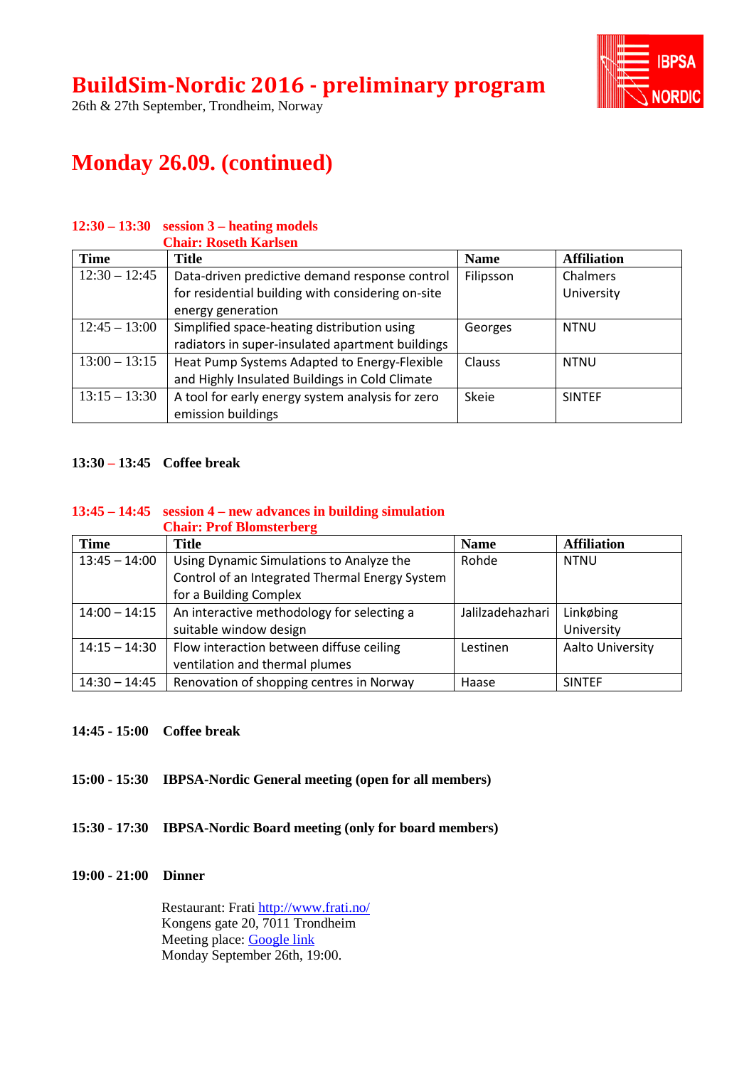# BuildSim-Nordic 2016 - preliminary program

26th & 27th September, Trondheim, Norway

## Monday 26.09. (continued)

**12:30 – 13:30 session 3 – heating models**
**Chair: Roseth Karlsen**

| Time | Title | Name | Affiliation |
|---|---|---|---|
| 12:30 – 12:45 | Data-driven predictive demand response control for residential building with considering on-site energy generation | Filipsson | Chalmers University |
| 12:45 – 13:00 | Simplified space-heating distribution using radiators in super-insulated apartment buildings | Georges | NTNU |
| 13:00 – 13:15 | Heat Pump Systems Adapted to Energy-Flexible and Highly Insulated Buildings in Cold Climate | Clauss | NTNU |
| 13:15 – 13:30 | A tool for early energy system analysis for zero emission buildings | Skeie | SINTEF |

**13:30 – 13:45 Coffee break**

**13:45 – 14:45 session 4 – new advances in building simulation**
**Chair: Prof Blomsterberg**

| Time | Title | Name | Affiliation |
|---|---|---|---|
| 13:45 – 14:00 | Using Dynamic Simulations to Analyze the Control of an Integrated Thermal Energy System for a Building Complex | Rohde | NTNU |
| 14:00 – 14:15 | An interactive methodology for selecting a suitable window design | Jalilzadehazhari | Linkøbing University |
| 14:15 – 14:30 | Flow interaction between diffuse ceiling ventilation and thermal plumes | Lestinen | Aalto University |
| 14:30 – 14:45 | Renovation of shopping centres in Norway | Haase | SINTEF |

**14:45 - 15:00 Coffee break**

**15:00 - 15:30 IBPSA-Nordic General meeting (open for all members)**

**15:30 - 17:30 IBPSA-Nordic Board meeting (only for board members)**

**19:00 - 21:00 Dinner**

Restaurant: Frati http://www.frati.no/
Kongens gate 20, 7011 Trondheim
Meeting place: Google link
Monday September 26th, 19:00.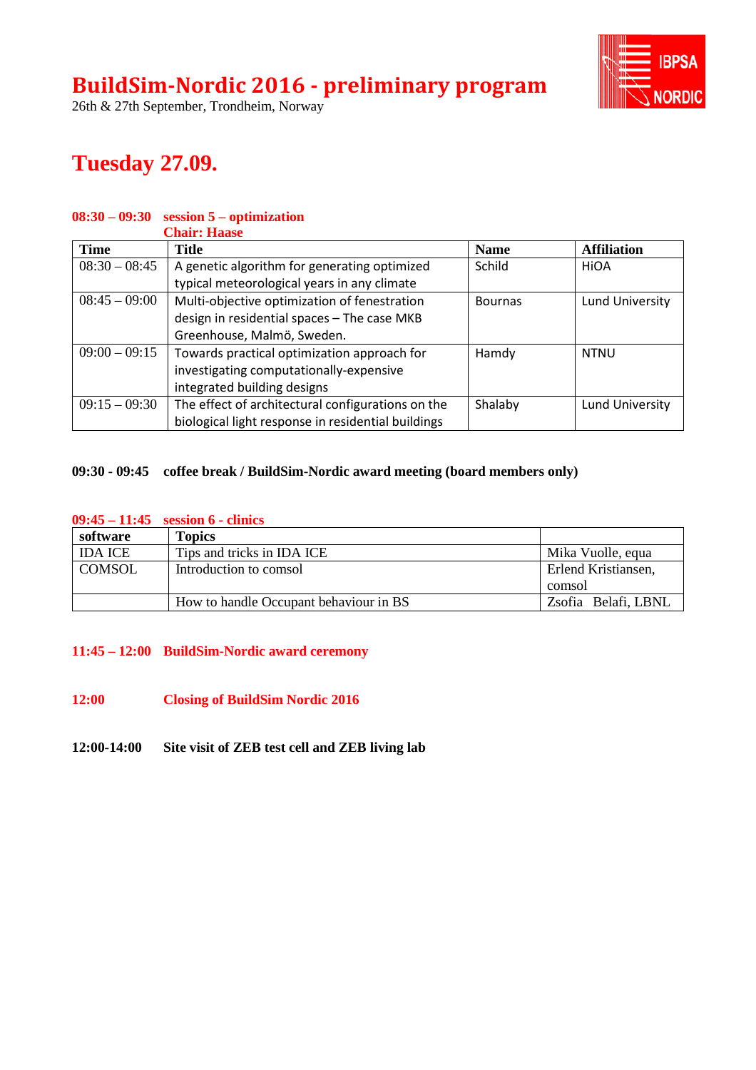# BuildSim-Nordic 2016 - preliminary program

26th & 27th September, Trondheim, Norway

## Tuesday 27.09.

**08:30 – 09:30 session 5 – optimization**
**Chair: Haase**

| Time | Title | Name | Affiliation |
|---|---|---|---|
| 08:30 – 08:45 | A genetic algorithm for generating optimized typical meteorological years in any climate | Schild | HiOA |
| 08:45 – 09:00 | Multi-objective optimization of fenestration design in residential spaces – The case MKB Greenhouse, Malmö, Sweden. | Bournas | Lund University |
| 09:00 – 09:15 | Towards practical optimization approach for investigating computationally-expensive integrated building designs | Hamdy | NTNU |
| 09:15 – 09:30 | The effect of architectural configurations on the biological light response in residential buildings | Shalaby | Lund University |

**09:30 - 09:45 coffee break / BuildSim-Nordic award meeting (board members only)**

**09:45 – 11:45 session 6 - clinics**

| software | Topics | |
|---|---|---|
| IDA ICE | Tips and tricks in IDA ICE | Mika Vuolle, equa |
| COMSOL | Introduction to comsol | Erlend Kristiansen, comsol |
| | How to handle Occupant behaviour in BS | Zsofia Belafi, LBNL |

**11:45 – 12:00 BuildSim-Nordic award ceremony**

**12:00 Closing of BuildSim Nordic 2016**

**12:00-14:00 Site visit of ZEB test cell and ZEB living lab**